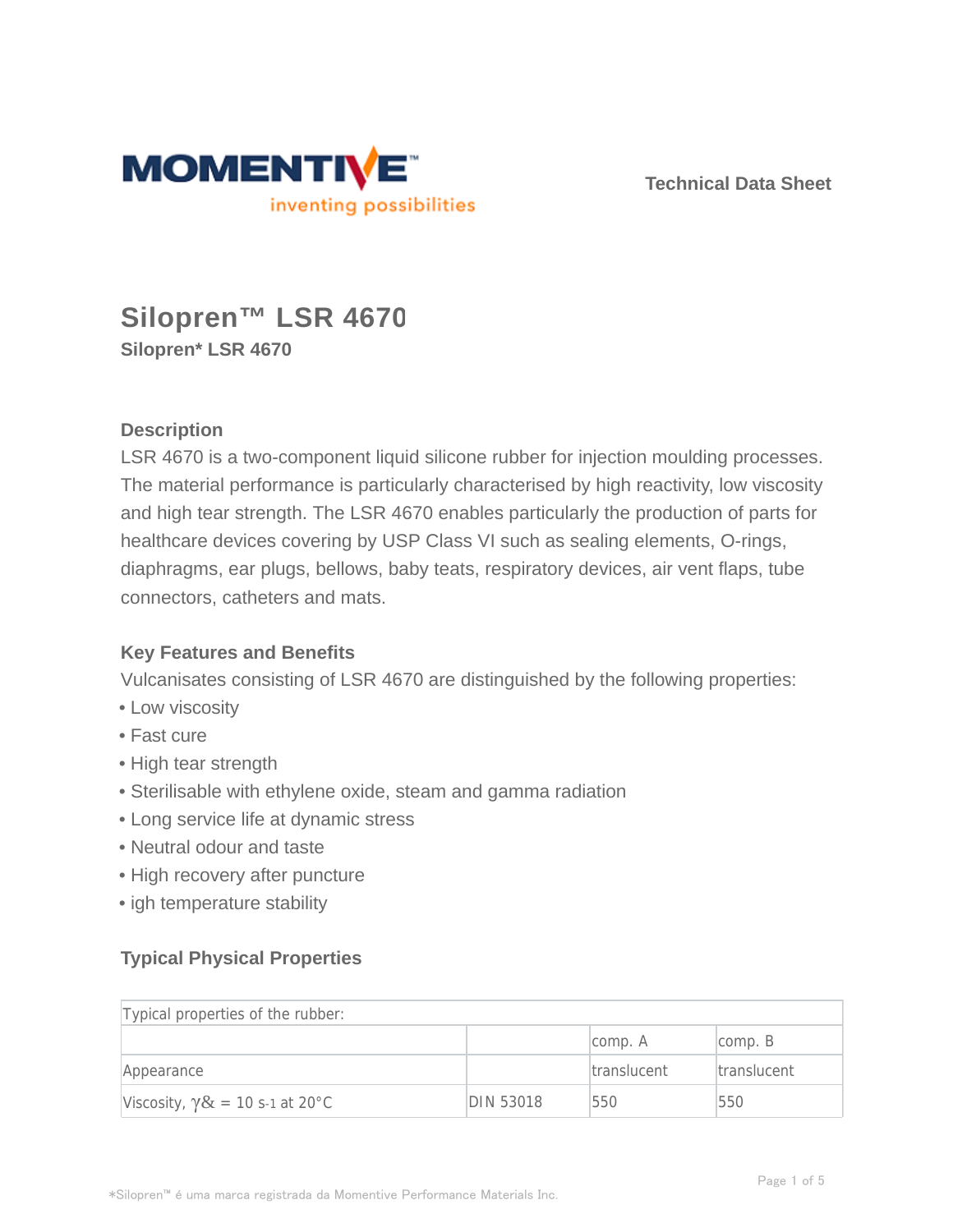Technical Data Sheet

# Silopren™ LSR 4670

**Silopren* LSR 4670**

## Description

LSR 4670 is a two-component liquid silicone rubber for injection moulding processes. The material performance is particularly characterised by high reactivity, low viscosity and high tear strength. The LSR 4670 enables particularly the production of parts for healthcare devices covering by USP Class VI such as sealing elements, O-rings, diaphragms, ear plugs, bellows, baby teats, respiratory devices, air vent flaps, tube connectors, catheters and mats.

## Key Features and Benefits

Vulcanisates consisting of LSR 4670 are distinguished by the following properties:

- Low viscosity
- Fast cure
- High tear strength
- Sterilisable with ethylene oxide, steam and gamma radiation
- Long service life at dynamic stress
- Neutral odour and taste
- High recovery after puncture
- igh temperature stability

## Typical Physical Properties

| Typical properties of the rubber: | | | |
|---|---|---|---|
| | | comp. A | comp. B |
| Appearance | | translucent | translucent |
| Viscosity, γ& = 10 $s^{-1}$ at 20°C | DIN 53018 | 550 | 550 |

*Silopren™ é uma marca registrada da Momentive Performance Materials Inc.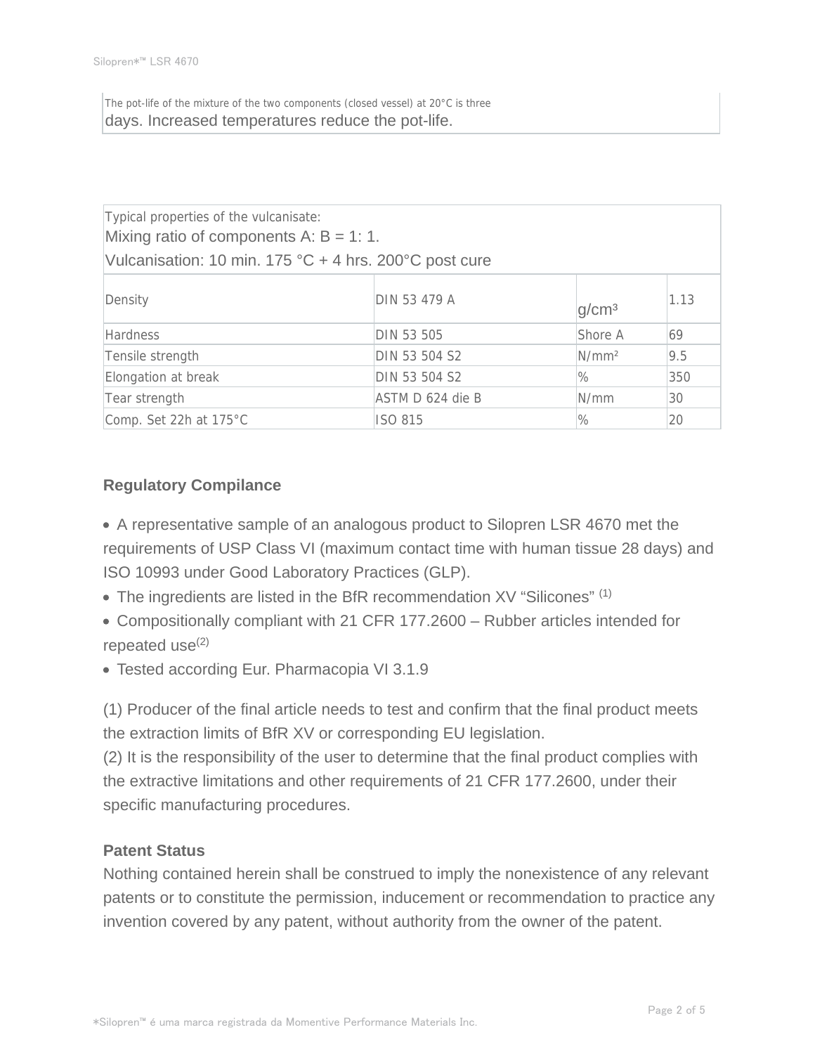The pot-life of the mixture of the two components (closed vessel) at 20°C is three days. Increased temperatures reduce the pot-life.

| Typical properties of the vulcanisate:<br>Mixing ratio of components A: B = 1: 1.<br>Vulcanisation: 10 min. 175 °C + 4 hrs. 200°C post cure | | | |
|---|---|---|---|
| Density | DIN 53 479 A | g/cm³ | 1.13 |
| Hardness | DIN 53 505 | Shore A | 69 |
| Tensile strength | DIN 53 504 S2 | N/mm² | 9.5 |
| Elongation at break | DIN 53 504 S2 | % | 350 |
| Tear strength | ASTM D 624 die B | N/mm | 30 |
| Comp. Set 22h at 175°C | ISO 815 | % | 20 |

## Regulatory Compilance

- A representative sample of an analogous product to Silopren LSR 4670 met the requirements of USP Class VI (maximum contact time with human tissue 28 days) and ISO 10993 under Good Laboratory Practices (GLP).
- The ingredients are listed in the BfR recommendation XV "Silicones" (1)
- Compositionally compliant with 21 CFR 177.2600 – Rubber articles intended for repeated use(2)
- Tested according Eur. Pharmacopia VI 3.1.9

(1) Producer of the final article needs to test and confirm that the final product meets the extraction limits of BfR XV or corresponding EU legislation.
(2) It is the responsibility of the user to determine that the final product complies with the extractive limitations and other requirements of 21 CFR 177.2600, under their specific manufacturing procedures.

## Patent Status

Nothing contained herein shall be construed to imply the nonexistence of any relevant patents or to constitute the permission, inducement or recommendation to practice any invention covered by any patent, without authority from the owner of the patent.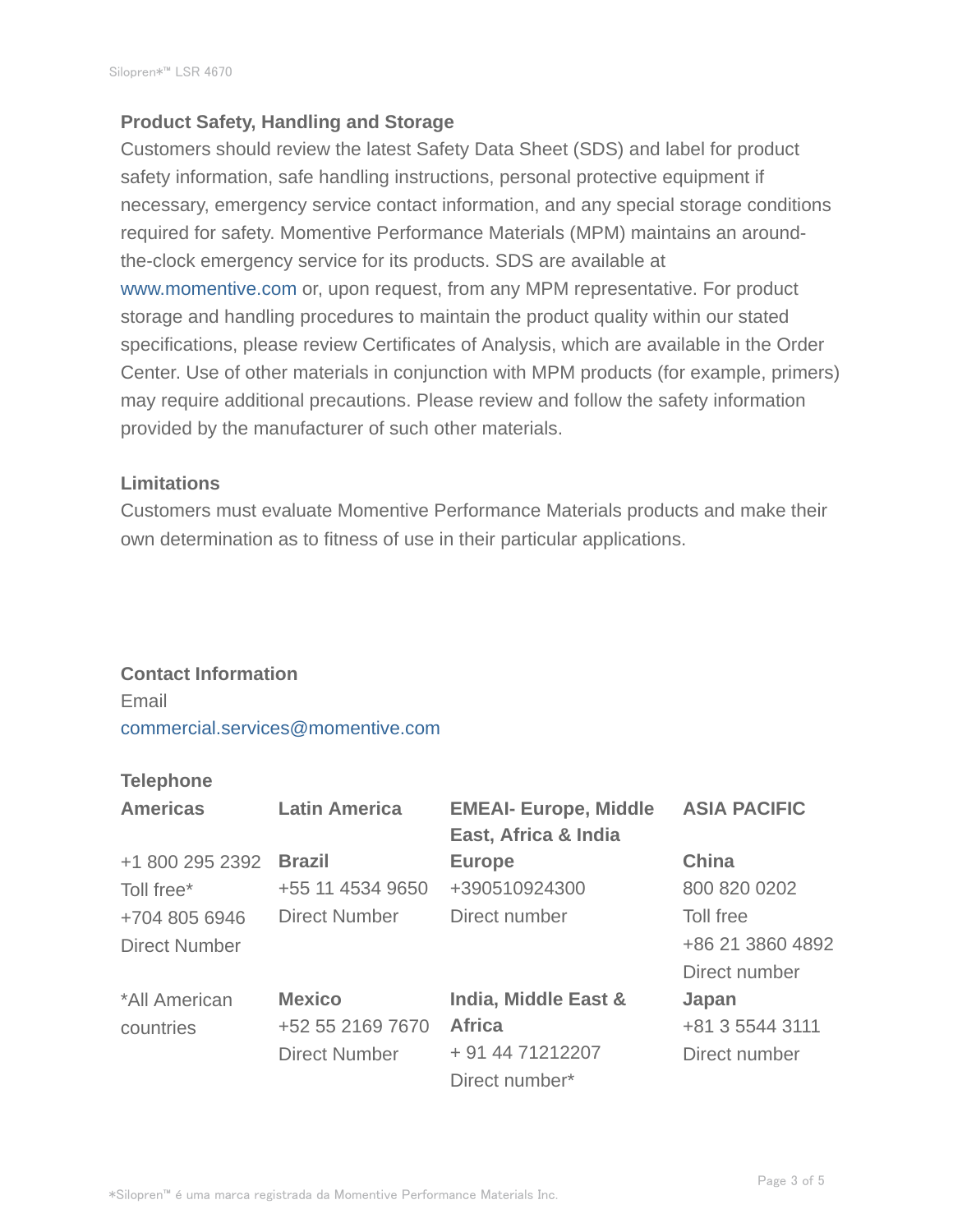## Product Safety, Handling and Storage

Customers should review the latest Safety Data Sheet (SDS) and label for product safety information, safe handling instructions, personal protective equipment if necessary, emergency service contact information, and any special storage conditions required for safety. Momentive Performance Materials (MPM) maintains an around-the-clock emergency service for its products. SDS are available at www.momentive.com or, upon request, from any MPM representative. For product storage and handling procedures to maintain the product quality within our stated specifications, please review Certificates of Analysis, which are available in the Order Center. Use of other materials in conjunction with MPM products (for example, primers) may require additional precautions. Please review and follow the safety information provided by the manufacturer of such other materials.

## Limitations

Customers must evaluate Momentive Performance Materials products and make their own determination as to fitness of use in their particular applications.

## Contact Information

Email

commercial.services@momentive.com

### Telephone

| Americas | Latin America | EMEAI- Europe, Middle East, Africa & India | ASIA PACIFIC |
|---|---|---|---|
| +1 800 295 2392 Toll free* +704 805 6946 Direct Number | **Brazil** +55 11 4534 9650 Direct Number | **Europe** +390510924300 Direct number | **China** 800 820 0202 Toll free +86 21 3860 4892 Direct number |
| *All American countries | **Mexico** +52 55 2169 7670 Direct Number | **India, Middle East & Africa** + 91 44 71212207 Direct number* | **Japan** +81 3 5544 3111 Direct number |

*Silopren™ é uma marca registrada da Momentive Performance Materials Inc.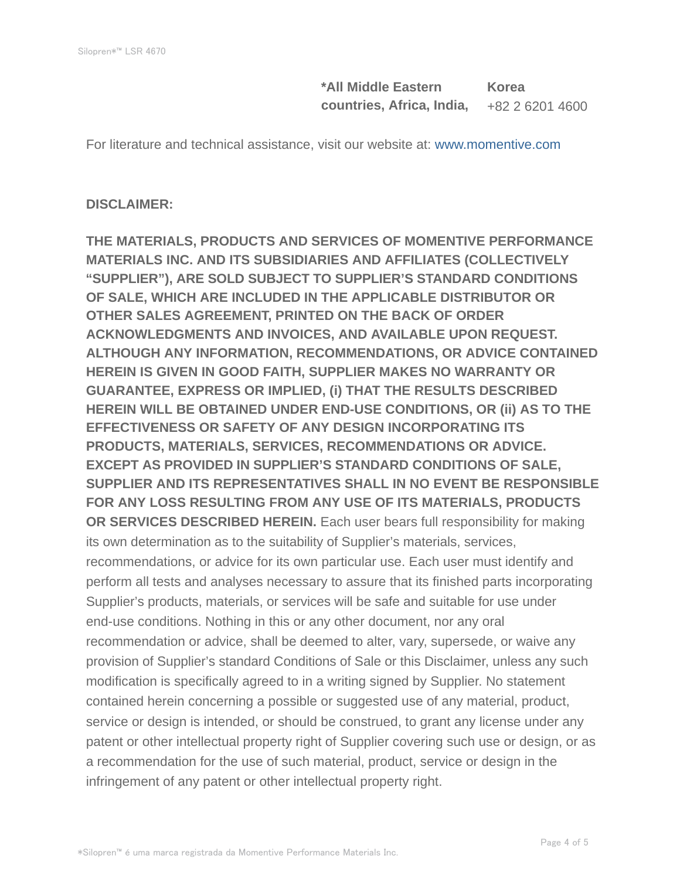| *All Middle Eastern countries, Africa, India, | Korea +82 2 6201 4600 |
| --- | --- |

For literature and technical assistance, visit our website at: www.momentive.com

**DISCLAIMER:**

**THE MATERIALS, PRODUCTS AND SERVICES OF MOMENTIVE PERFORMANCE MATERIALS INC. AND ITS SUBSIDIARIES AND AFFILIATES (COLLECTIVELY "SUPPLIER"), ARE SOLD SUBJECT TO SUPPLIER'S STANDARD CONDITIONS OF SALE, WHICH ARE INCLUDED IN THE APPLICABLE DISTRIBUTOR OR OTHER SALES AGREEMENT, PRINTED ON THE BACK OF ORDER ACKNOWLEDGMENTS AND INVOICES, AND AVAILABLE UPON REQUEST. ALTHOUGH ANY INFORMATION, RECOMMENDATIONS, OR ADVICE CONTAINED HEREIN IS GIVEN IN GOOD FAITH, SUPPLIER MAKES NO WARRANTY OR GUARANTEE, EXPRESS OR IMPLIED, (i) THAT THE RESULTS DESCRIBED HEREIN WILL BE OBTAINED UNDER END-USE CONDITIONS, OR (ii) AS TO THE EFFECTIVENESS OR SAFETY OF ANY DESIGN INCORPORATING ITS PRODUCTS, MATERIALS, SERVICES, RECOMMENDATIONS OR ADVICE. EXCEPT AS PROVIDED IN SUPPLIER'S STANDARD CONDITIONS OF SALE, SUPPLIER AND ITS REPRESENTATIVES SHALL IN NO EVENT BE RESPONSIBLE FOR ANY LOSS RESULTING FROM ANY USE OF ITS MATERIALS, PRODUCTS OR SERVICES DESCRIBED HEREIN.** Each user bears full responsibility for making its own determination as to the suitability of Supplier's materials, services, recommendations, or advice for its own particular use. Each user must identify and perform all tests and analyses necessary to assure that its finished parts incorporating Supplier's products, materials, or services will be safe and suitable for use under end-use conditions. Nothing in this or any other document, nor any oral recommendation or advice, shall be deemed to alter, vary, supersede, or waive any provision of Supplier's standard Conditions of Sale or this Disclaimer, unless any such modification is specifically agreed to in a writing signed by Supplier. No statement contained herein concerning a possible or suggested use of any material, product, service or design is intended, or should be construed, to grant any license under any patent or other intellectual property right of Supplier covering such use or design, or as a recommendation for the use of such material, product, service or design in the infringement of any patent or other intellectual property right.

*Silopren™ é uma marca registrada da Momentive Performance Materials Inc.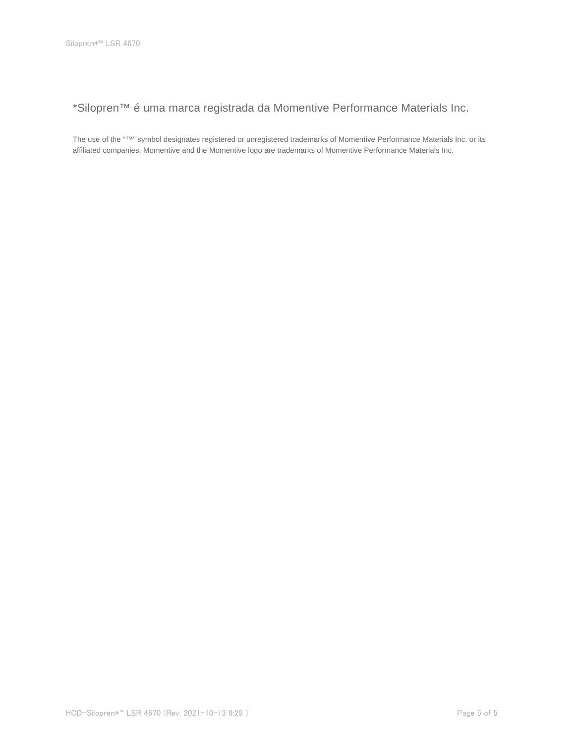*Silopren™ é uma marca registrada da Momentive Performance Materials Inc.

The use of the "™" symbol designates registered or unregistered trademarks of Momentive Performance Materials Inc. or its affiliated companies. Momentive and the Momentive logo are trademarks of Momentive Performance Materials Inc.